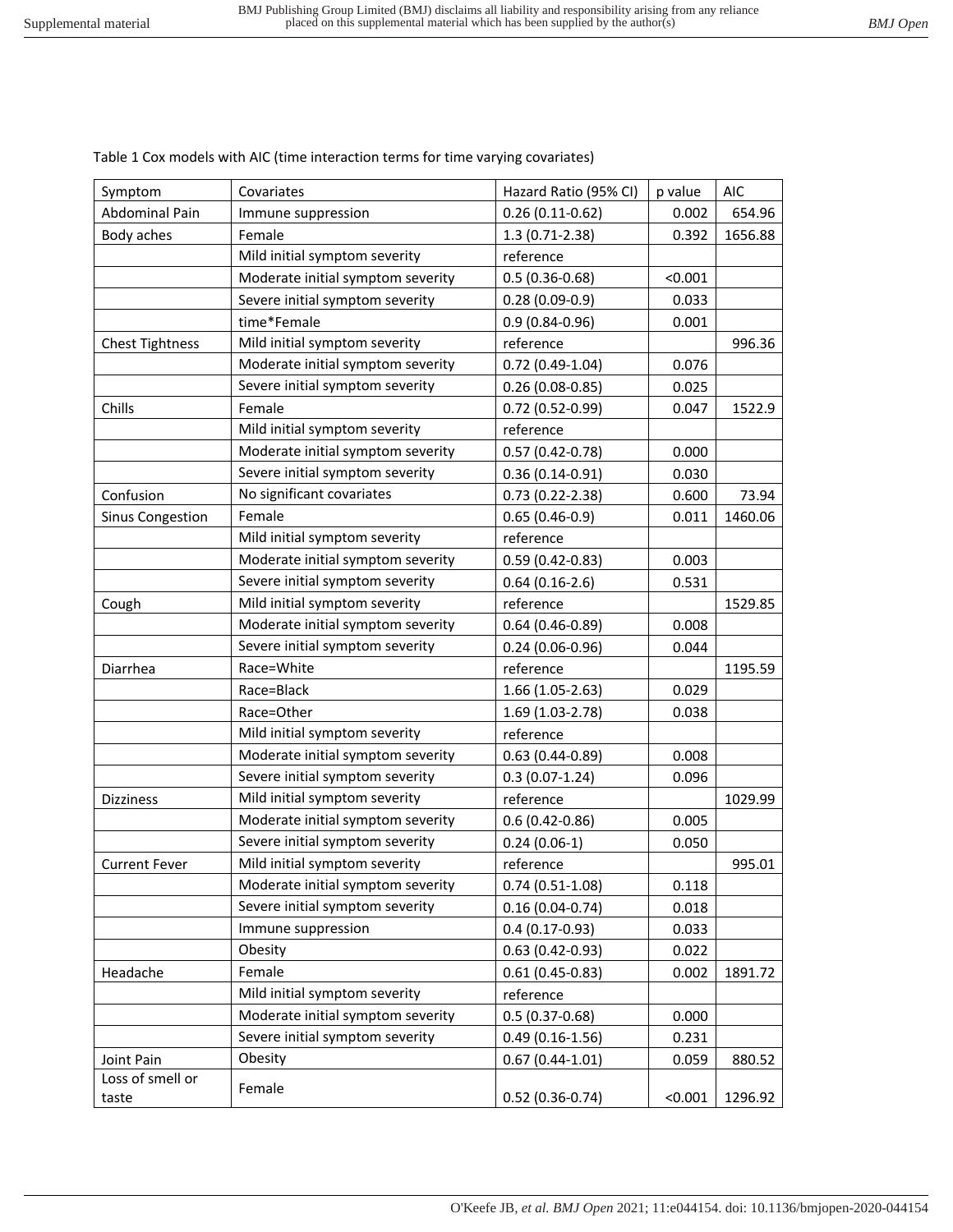Table 1 Cox models with AIC (time interaction terms for time varying covariates)

| Symptom | Covariates | Hazard Ratio (95% CI) | p value | AIC |
|---|---|---|---|---|
| Abdominal Pain | Immune suppression | 0.26 (0.11-0.62) | 0.002 | 654.96 |
| Body aches | Female | 1.3 (0.71-2.38) | 0.392 | 1656.88 |
| | Mild initial symptom severity | reference | | |
| | Moderate initial symptom severity | 0.5 (0.36-0.68) | <0.001 | |
| | Severe initial symptom severity | 0.28 (0.09-0.9) | 0.033 | |
| | time*Female | 0.9 (0.84-0.96) | 0.001 | |
| Chest Tightness | Mild initial symptom severity | reference | | 996.36 |
| | Moderate initial symptom severity | 0.72 (0.49-1.04) | 0.076 | |
| | Severe initial symptom severity | 0.26 (0.08-0.85) | 0.025 | |
| Chills | Female | 0.72 (0.52-0.99) | 0.047 | 1522.9 |
| | Mild initial symptom severity | reference | | |
| | Moderate initial symptom severity | 0.57 (0.42-0.78) | 0.000 | |
| | Severe initial symptom severity | 0.36 (0.14-0.91) | 0.030 | |
| Confusion | No significant covariates | 0.73 (0.22-2.38) | 0.600 | 73.94 |
| Sinus Congestion | Female | 0.65 (0.46-0.9) | 0.011 | 1460.06 |
| | Mild initial symptom severity | reference | | |
| | Moderate initial symptom severity | 0.59 (0.42-0.83) | 0.003 | |
| | Severe initial symptom severity | 0.64 (0.16-2.6) | 0.531 | |
| Cough | Mild initial symptom severity | reference | | 1529.85 |
| | Moderate initial symptom severity | 0.64 (0.46-0.89) | 0.008 | |
| | Severe initial symptom severity | 0.24 (0.06-0.96) | 0.044 | |
| Diarrhea | Race=White | reference | | 1195.59 |
| | Race=Black | 1.66 (1.05-2.63) | 0.029 | |
| | Race=Other | 1.69 (1.03-2.78) | 0.038 | |
| | Mild initial symptom severity | reference | | |
| | Moderate initial symptom severity | 0.63 (0.44-0.89) | 0.008 | |
| | Severe initial symptom severity | 0.3 (0.07-1.24) | 0.096 | |
| Dizziness | Mild initial symptom severity | reference | | 1029.99 |
| | Moderate initial symptom severity | 0.6 (0.42-0.86) | 0.005 | |
| | Severe initial symptom severity | 0.24 (0.06-1) | 0.050 | |
| Current Fever | Mild initial symptom severity | reference | | 995.01 |
| | Moderate initial symptom severity | 0.74 (0.51-1.08) | 0.118 | |
| | Severe initial symptom severity | 0.16 (0.04-0.74) | 0.018 | |
| | Immune suppression | 0.4 (0.17-0.93) | 0.033 | |
| | Obesity | 0.63 (0.42-0.93) | 0.022 | |
| Headache | Female | 0.61 (0.45-0.83) | 0.002 | 1891.72 |
| | Mild initial symptom severity | reference | | |
| | Moderate initial symptom severity | 0.5 (0.37-0.68) | 0.000 | |
| | Severe initial symptom severity | 0.49 (0.16-1.56) | 0.231 | |
| Joint Pain | Obesity | 0.67 (0.44-1.01) | 0.059 | 880.52 |
| Loss of smell or taste | Female | 0.52 (0.36-0.74) | <0.001 | 1296.92 |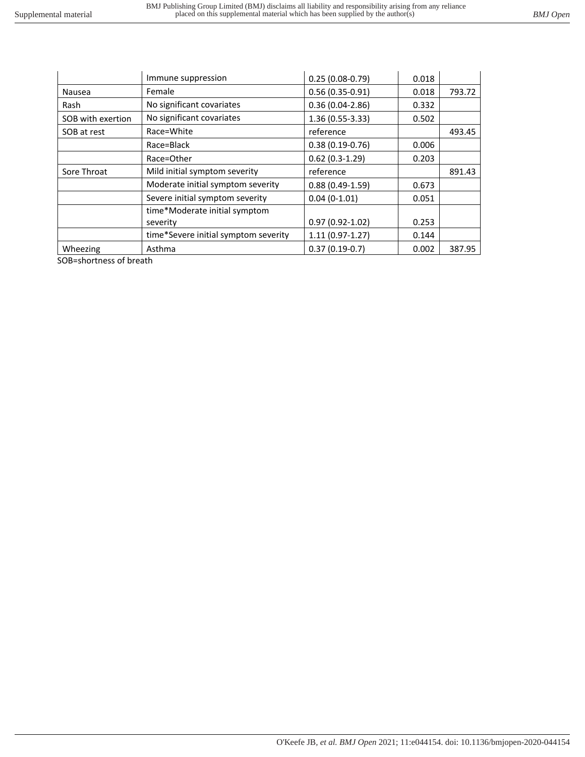| | | | | |
|---|---|---|---|---|
| | Immune suppression | 0.25 (0.08-0.79) | 0.018 | |
| Nausea | Female | 0.56 (0.35-0.91) | 0.018 | 793.72 |
| Rash | No significant covariates | 0.36 (0.04-2.86) | 0.332 | |
| SOB with exertion | No significant covariates | 1.36 (0.55-3.33) | 0.502 | |
| SOB at rest | Race=White | reference | | 493.45 |
| | Race=Black | 0.38 (0.19-0.76) | 0.006 | |
| | Race=Other | 0.62 (0.3-1.29) | 0.203 | |
| Sore Throat | Mild initial symptom severity | reference | | 891.43 |
| | Moderate initial symptom severity | 0.88 (0.49-1.59) | 0.673 | |
| | Severe initial symptom severity | 0.04 (0-1.01) | 0.051 | |
| | time*Moderate initial symptom severity | 0.97 (0.92-1.02) | 0.253 | |
| | time*Severe initial symptom severity | 1.11 (0.97-1.27) | 0.144 | |
| Wheezing | Asthma | 0.37 (0.19-0.7) | 0.002 | 387.95 |

SOB=shortness of breath